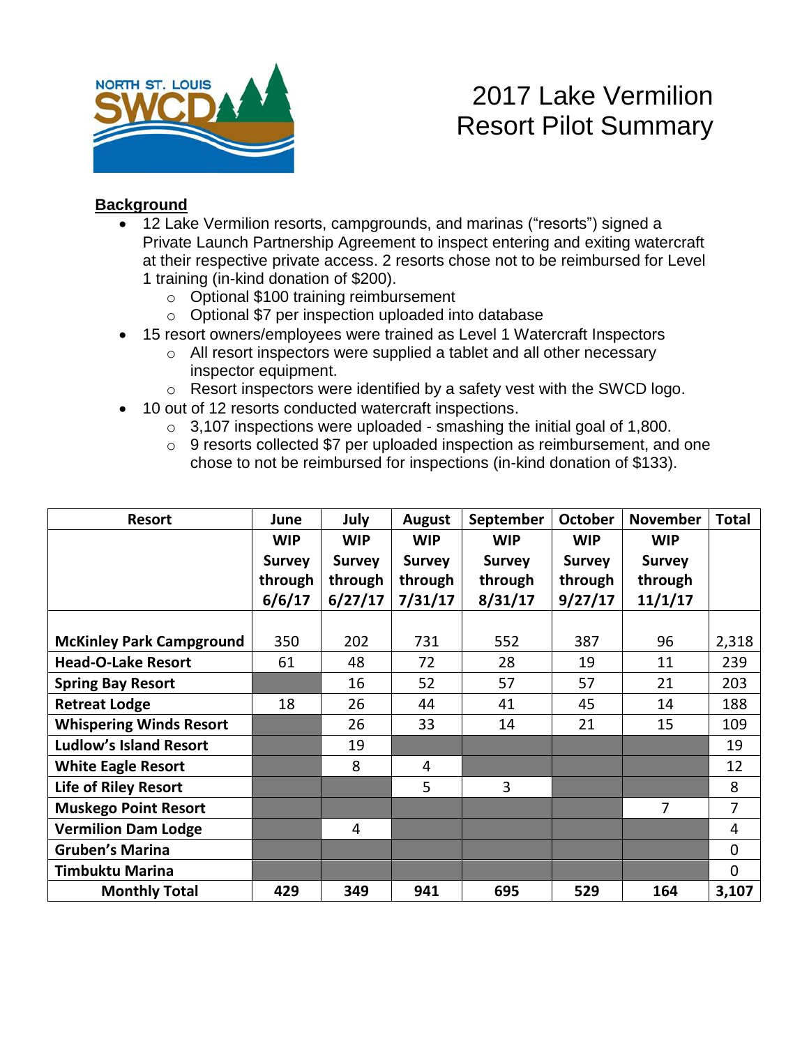# 2017 Lake Vermilion Resort Pilot Summary

**Background**

- 12 Lake Vermilion resorts, campgrounds, and marinas ("resorts") signed a Private Launch Partnership Agreement to inspect entering and exiting watercraft at their respective private access. 2 resorts chose not to be reimbursed for Level 1 training (in-kind donation of $200).
    - Optional $100 training reimbursement
    - Optional $7 per inspection uploaded into database
- 15 resort owners/employees were trained as Level 1 Watercraft Inspectors
    - All resort inspectors were supplied a tablet and all other necessary inspector equipment.
    - Resort inspectors were identified by a safety vest with the SWCD logo.
- 10 out of 12 resorts conducted watercraft inspections.
    - 3,107 inspections were uploaded - smashing the initial goal of 1,800.
    - 9 resorts collected $7 per uploaded inspection as reimbursement, and one chose to not be reimbursed for inspections (in-kind donation of $133).

| Resort | June | July | August | September | October | November | Total |
|---|---|---|---|---|---|---|---|
| | WIP Survey through 6/6/17 | WIP Survey through 6/27/17 | WIP Survey through 7/31/17 | WIP Survey through 8/31/17 | WIP Survey through 9/27/17 | WIP Survey through 11/1/17 | |
| **McKinley Park Campground** | 350 | 202 | 731 | 552 | 387 | 96 | 2,318 |
| **Head-O-Lake Resort** | 61 | 48 | 72 | 28 | 19 | 11 | 239 |
| **Spring Bay Resort** | | 16 | 52 | 57 | 57 | 21 | 203 |
| **Retreat Lodge** | 18 | 26 | 44 | 41 | 45 | 14 | 188 |
| **Whispering Winds Resort** | | 26 | 33 | 14 | 21 | 15 | 109 |
| **Ludlow's Island Resort** | | 19 | | | | | 19 |
| **White Eagle Resort** | | 8 | 4 | | | | 12 |
| **Life of Riley Resort** | | | 5 | 3 | | | 8 |
| **Muskego Point Resort** | | | | | | 7 | 7 |
| **Vermilion Dam Lodge** | | 4 | | | | | 4 |
| **Gruben's Marina** | | | | | | | 0 |
| **Timbuktu Marina** | | | | | | | 0 |
| **Monthly Total** | **429** | **349** | **941** | **695** | **529** | **164** | **3,107** |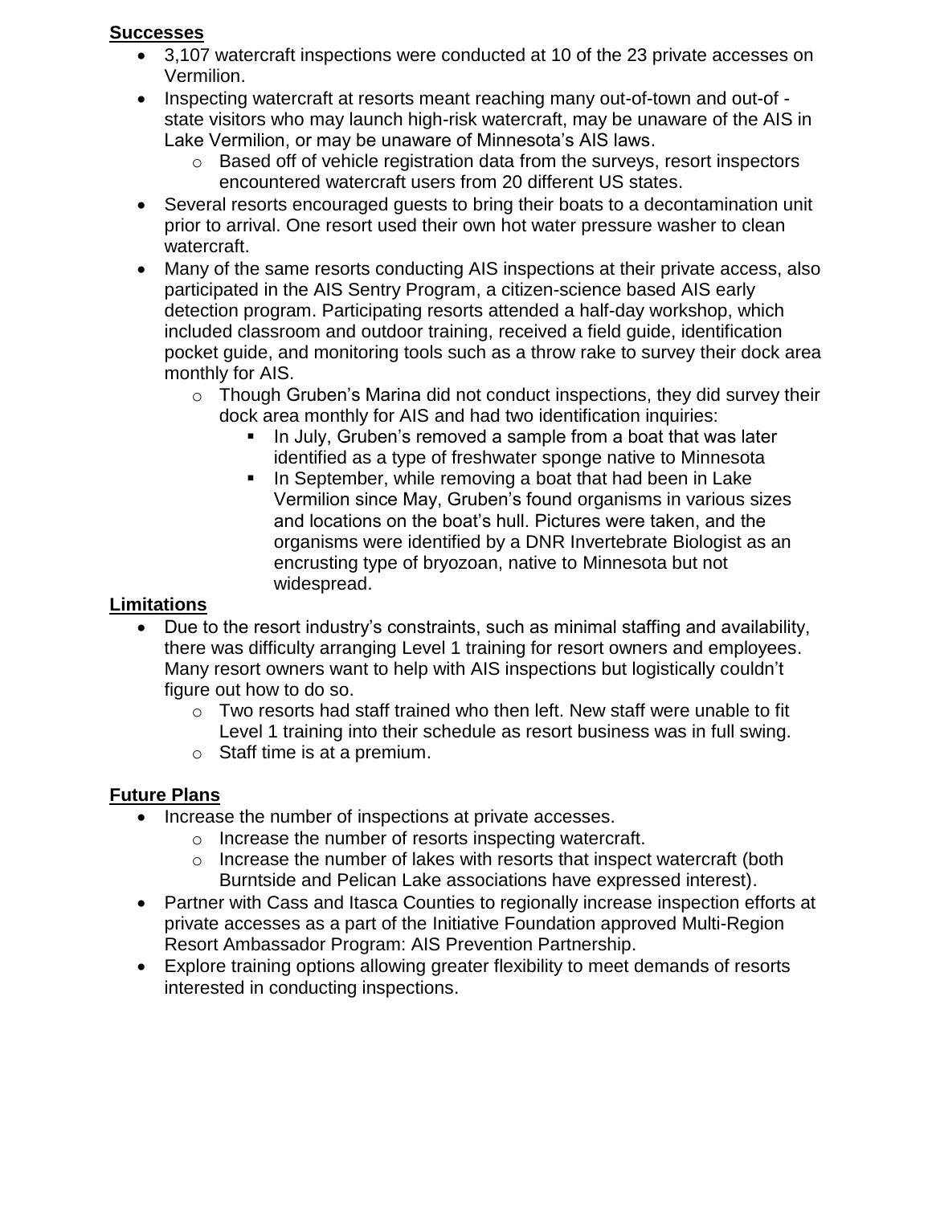**Successes**

- 3,107 watercraft inspections were conducted at 10 of the 23 private accesses on Vermilion.
- Inspecting watercraft at resorts meant reaching many out-of-town and out-of -state visitors who may launch high-risk watercraft, may be unaware of the AIS in Lake Vermilion, or may be unaware of Minnesota's AIS laws.
  - Based off of vehicle registration data from the surveys, resort inspectors encountered watercraft users from 20 different US states.
- Several resorts encouraged guests to bring their boats to a decontamination unit prior to arrival. One resort used their own hot water pressure washer to clean watercraft.
- Many of the same resorts conducting AIS inspections at their private access, also participated in the AIS Sentry Program, a citizen-science based AIS early detection program. Participating resorts attended a half-day workshop, which included classroom and outdoor training, received a field guide, identification pocket guide, and monitoring tools such as a throw rake to survey their dock area monthly for AIS.
  - Though Gruben's Marina did not conduct inspections, they did survey their dock area monthly for AIS and had two identification inquiries:
    - In July, Gruben's removed a sample from a boat that was later identified as a type of freshwater sponge native to Minnesota
    - In September, while removing a boat that had been in Lake Vermilion since May, Gruben's found organisms in various sizes and locations on the boat's hull. Pictures were taken, and the organisms were identified by a DNR Invertebrate Biologist as an encrusting type of bryozoan, native to Minnesota but not widespread.

**Limitations**

- Due to the resort industry's constraints, such as minimal staffing and availability, there was difficulty arranging Level 1 training for resort owners and employees. Many resort owners want to help with AIS inspections but logistically couldn't figure out how to do so.
  - Two resorts had staff trained who then left. New staff were unable to fit Level 1 training into their schedule as resort business was in full swing.
  - Staff time is at a premium.

**Future Plans**

- Increase the number of inspections at private accesses.
  - Increase the number of resorts inspecting watercraft.
  - Increase the number of lakes with resorts that inspect watercraft (both Burntside and Pelican Lake associations have expressed interest).
- Partner with Cass and Itasca Counties to regionally increase inspection efforts at private accesses as a part of the Initiative Foundation approved Multi-Region Resort Ambassador Program: AIS Prevention Partnership.
- Explore training options allowing greater flexibility to meet demands of resorts interested in conducting inspections.